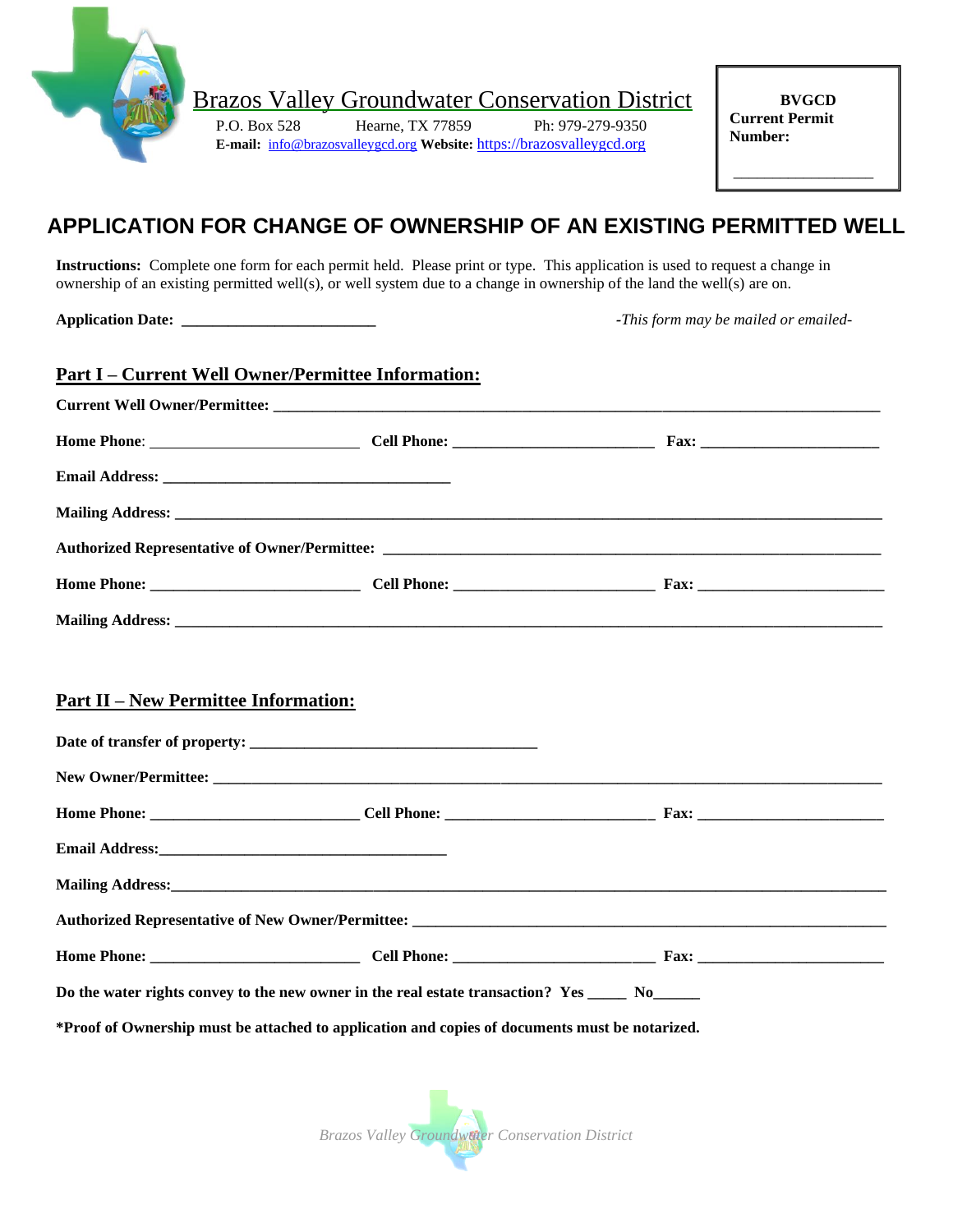Brazos Valley Groundwater Conservation District

P.O. Box 528 Hearne, TX 77859 Ph: 979-279-9350

**E-mail:** info@brazosvalleygcd.org **Website:** https://brazosvalleygcd.org

**BVGCD Current Permit Number:** ________________

# APPLICATION FOR CHANGE OF OWNERSHIP OF AN EXISTING PERMITTED WELL

**Instructions:** Complete one form for each permit held. Please print or type. This application is used to request a change in ownership of an existing permitted well(s), or well system due to a change in ownership of the land the well(s) are on.

**Application Date:** ________________________ *-This form may be mailed or emailed-*

## Part I – Current Well Owner/Permittee Information:

**Current Well Owner/Permittee:** ____________________________________________

**Home Phone**: ______________________ **Cell Phone:** ______________________ **Fax:** ______________________

**Email Address:** ____________________________________

**Mailing Address:** ____________________________________________

**Authorized Representative of Owner/Permittee:** ____________________________________________

**Home Phone:** ______________________ **Cell Phone:** ______________________ **Fax:** ______________________

**Mailing Address:** ____________________________________________

## Part II – New Permittee Information:

**Date of transfer of property:** ____________________________________

**New Owner/Permittee:** ____________________________________________

**Home Phone:** ______________________ **Cell Phone:** ______________________ **Fax:** ______________________

**Email Address:**____________________________________

**Mailing Address:**____________________________________________

**Authorized Representative of New Owner/Permittee:** ____________________________________________

**Home Phone:** ______________________ **Cell Phone:** ______________________ **Fax:** ______________________

**Do the water rights convey to the new owner in the real estate transaction? Yes _____ No______**

**\*Proof of Ownership must be attached to application and copies of documents must be notarized.**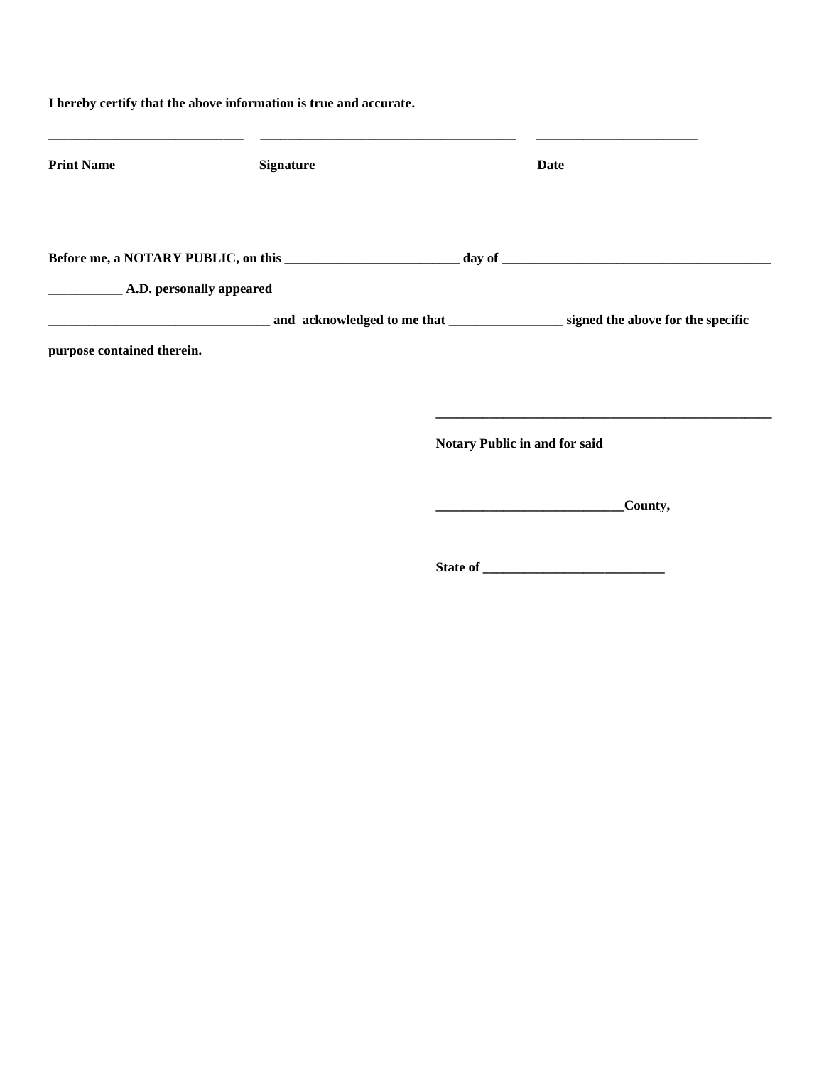**I hereby certify that the above information is true and accurate.**

_____________________________ _____________________________________ ________________________

**Print Name** **Signature** **Date**

**Before me, a NOTARY PUBLIC, on this __________________________ day of ________________________________________**

**___________ A.D. personally appeared**

**_________________________________ and acknowledged to me that _________________ signed the above for the specific purpose contained therein.**

**__________________________________________________**

**Notary Public in and for said**

**____________________________County,**

**State of ___________________________**